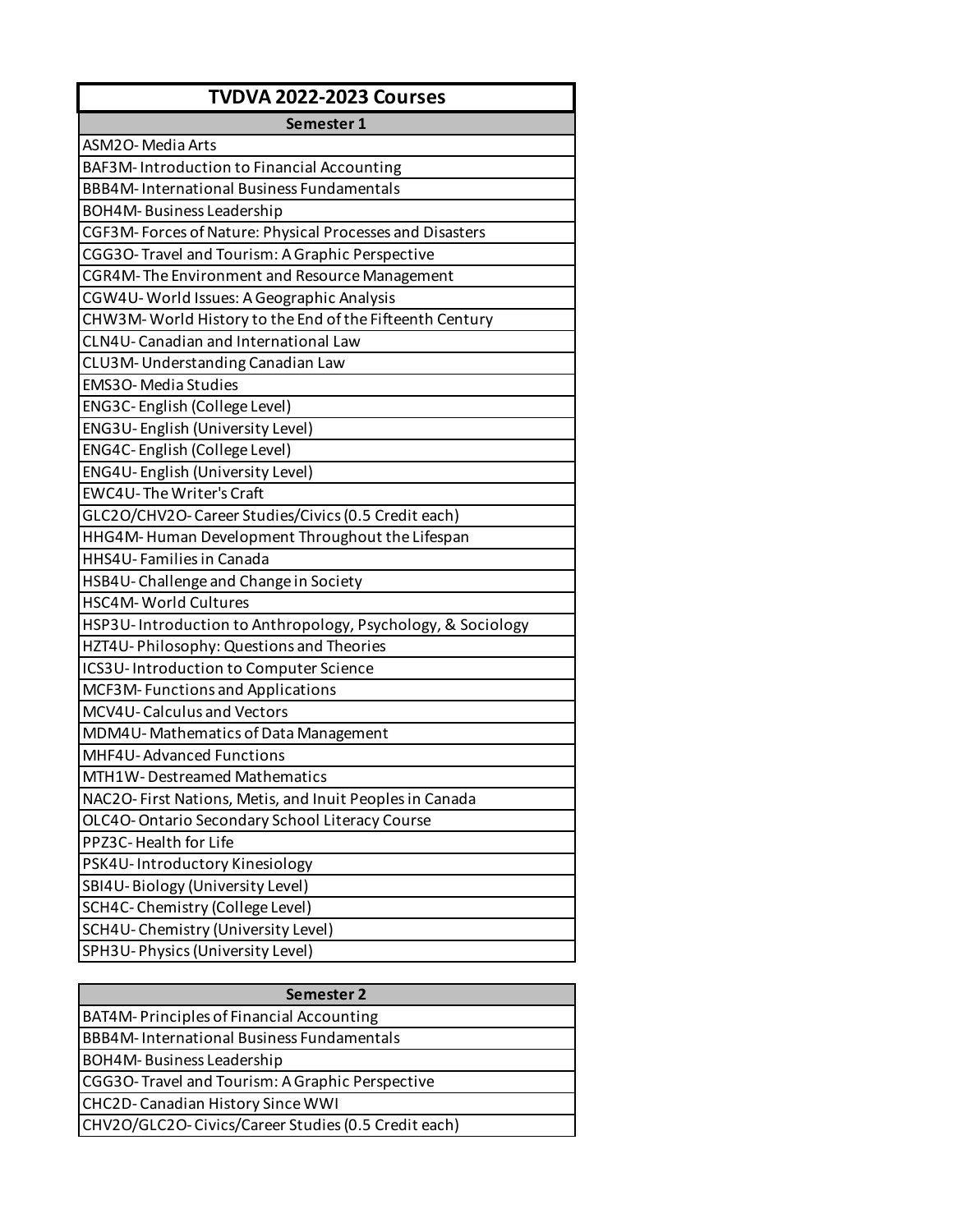# TVDVA 2022-2023 Courses

| Semester 1 |
|---|
| ASM2O- Media Arts |
| BAF3M- Introduction to Financial Accounting |
| BBB4M- International Business Fundamentals |
| BOH4M- Business Leadership |
| CGF3M- Forces of Nature: Physical Processes and Disasters |
| CGG3O- Travel and Tourism: A Graphic Perspective |
| CGR4M- The Environment and Resource Management |
| CGW4U- World Issues: A Geographic Analysis |
| CHW3M- World History to the End of the Fifteenth Century |
| CLN4U- Canadian and International Law |
| CLU3M- Understanding Canadian Law |
| EMS3O- Media Studies |
| ENG3C- English (College Level) |
| ENG3U- English (University Level) |
| ENG4C- English (College Level) |
| ENG4U- English (University Level) |
| EWC4U- The Writer's Craft |
| GLC2O/CHV2O- Career Studies/Civics (0.5 Credit each) |
| HHG4M- Human Development Throughout the Lifespan |
| HHS4U- Families in Canada |
| HSB4U- Challenge and Change in Society |
| HSC4M- World Cultures |
| HSP3U- Introduction to Anthropology, Psychology, & Sociology |
| HZT4U- Philosophy: Questions and Theories |
| ICS3U- Introduction to Computer Science |
| MCF3M- Functions and Applications |
| MCV4U- Calculus and Vectors |
| MDM4U- Mathematics of Data Management |
| MHF4U- Advanced Functions |
| MTH1W- Destreamed Mathematics |
| NAC2O- First Nations, Metis, and Inuit Peoples in Canada |
| OLC4O- Ontario Secondary School Literacy Course |
| PPZ3C- Health for Life |
| PSK4U- Introductory Kinesiology |
| SBI4U- Biology (University Level) |
| SCH4C- Chemistry (College Level) |
| SCH4U- Chemistry (University Level) |
| SPH3U- Physics (University Level) |

| Semester 2 |
|---|
| BAT4M- Principles of Financial Accounting |
| BBB4M- International Business Fundamentals |
| BOH4M- Business Leadership |
| CGG3O- Travel and Tourism: A Graphic Perspective |
| CHC2D- Canadian History Since WWI |
| CHV2O/GLC2O- Civics/Career Studies (0.5 Credit each) |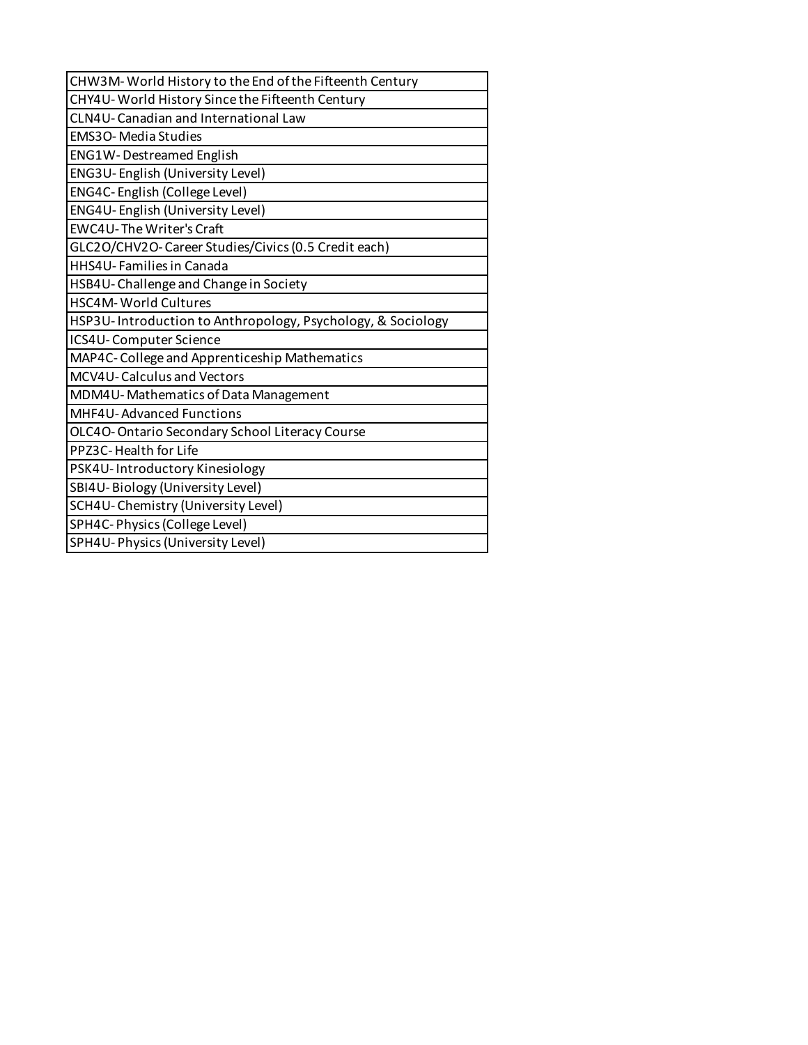| |
|---|
| CHW3M- World History to the End of the Fifteenth Century |
| CHY4U- World History Since the Fifteenth Century |
| CLN4U- Canadian and International Law |
| EMS3O- Media Studies |
| ENG1W- Destreamed English |
| ENG3U- English (University Level) |
| ENG4C- English (College Level) |
| ENG4U- English (University Level) |
| EWC4U- The Writer's Craft |
| GLC2O/CHV2O- Career Studies/Civics (0.5 Credit each) |
| HHS4U- Families in Canada |
| HSB4U- Challenge and Change in Society |
| HSC4M- World Cultures |
| HSP3U- Introduction to Anthropology, Psychology, & Sociology |
| ICS4U- Computer Science |
| MAP4C- College and Apprenticeship Mathematics |
| MCV4U- Calculus and Vectors |
| MDM4U- Mathematics of Data Management |
| MHF4U- Advanced Functions |
| OLC4O- Ontario Secondary School Literacy Course |
| PPZ3C- Health for Life |
| PSK4U- Introductory Kinesiology |
| SBI4U- Biology (University Level) |
| SCH4U- Chemistry (University Level) |
| SPH4C- Physics (College Level) |
| SPH4U- Physics (University Level) |